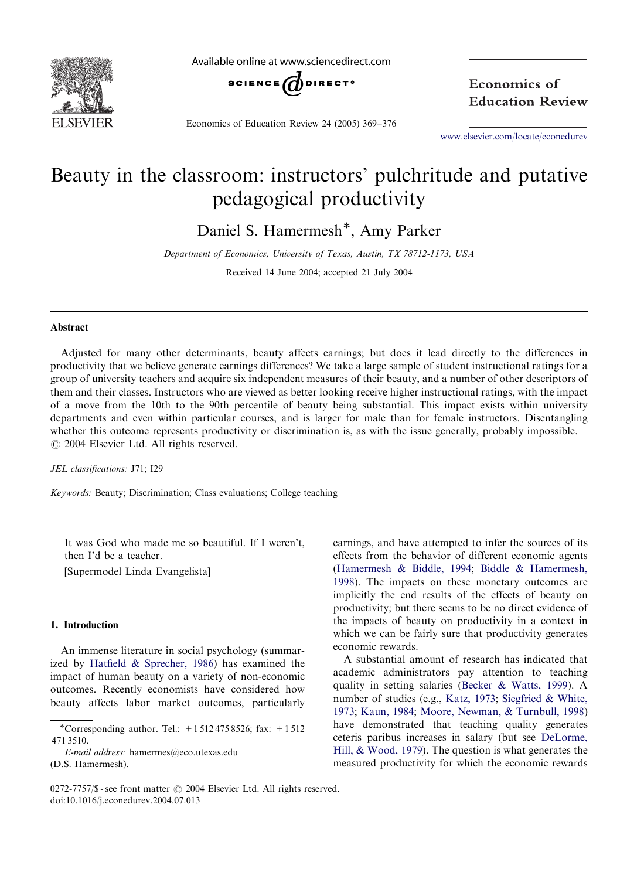# Beauty in the classroom: instructors' pulchritude and putative pedagogical productivity

Daniel S. Hamermesh*, Amy Parker

*Department of Economics, University of Texas, Austin, TX 78712-1173, USA*

Received 14 June 2004; accepted 21 July 2004

## Abstract

Adjusted for many other determinants, beauty affects earnings; but does it lead directly to the differences in productivity that we believe generate earnings differences? We take a large sample of student instructional ratings for a group of university teachers and acquire six independent measures of their beauty, and a number of other descriptors of them and their classes. Instructors who are viewed as better looking receive higher instructional ratings, with the impact of a move from the 10th to the 90th percentile of beauty being substantial. This impact exists within university departments and even within particular courses, and is larger for male than for female instructors. Disentangling whether this outcome represents productivity or discrimination is, as with the issue generally, probably impossible.
© 2004 Elsevier Ltd. All rights reserved.

*JEL classifications:* J71; I29

*Keywords:* Beauty; Discrimination; Class evaluations; College teaching

> It was God who made me so beautiful. If I weren't, then I'd be a teacher.
> [Supermodel Linda Evangelista]

## 1. Introduction

An immense literature in social psychology (summarized by Hatfield & Sprecher, 1986) has examined the impact of human beauty on a variety of non-economic outcomes. Recently economists have considered how beauty affects labor market outcomes, particularly earnings, and have attempted to infer the sources of its effects from the behavior of different economic agents (Hamermesh & Biddle, 1994; Biddle & Hamermesh, 1998). The impacts on these monetary outcomes are implicitly the end results of the effects of beauty on productivity; but there seems to be no direct evidence of the impacts of beauty on productivity in a context in which we can be fairly sure that productivity generates economic rewards.

A substantial amount of research has indicated that academic administrators pay attention to teaching quality in setting salaries (Becker & Watts, 1999). A number of studies (e.g., Katz, 1973; Siegfried & White, 1973; Kaun, 1984; Moore, Newman, & Turnbull, 1998) have demonstrated that teaching quality generates ceteris paribus increases in salary (but see DeLorme, Hill, & Wood, 1979). The question is what generates the measured productivity for which the economic rewards

---

*Corresponding author. Tel.: +1 512 475 8526; fax: +1 512 471 3510.
*E-mail address:* hamermes@eco.utexas.edu (D.S. Hamermesh).

0272-7757/$ - see front matter © 2004 Elsevier Ltd. All rights reserved.
doi:10.1016/j.econedurev.2004.07.013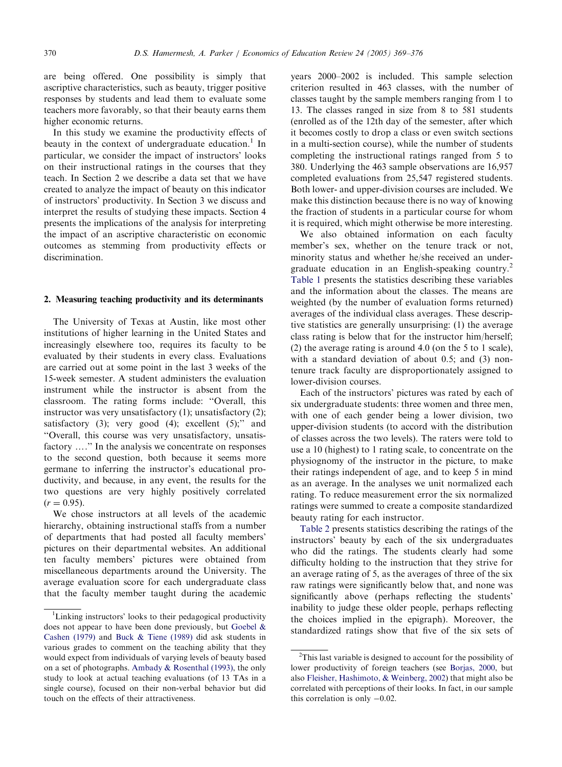are being offered. One possibility is simply that ascriptive characteristics, such as beauty, trigger positive responses by students and lead them to evaluate some teachers more favorably, so that their beauty earns them higher economic returns.

In this study we examine the productivity effects of beauty in the context of undergraduate education.[1] In particular, we consider the impact of instructors' looks on their instructional ratings in the courses that they teach. In Section 2 we describe a data set that we have created to analyze the impact of beauty on this indicator of instructors' productivity. In Section 3 we discuss and interpret the results of studying these impacts. Section 4 presents the implications of the analysis for interpreting the impact of an ascriptive characteristic on economic outcomes as stemming from productivity effects or discrimination.

## 2. Measuring teaching productivity and its determinants

The University of Texas at Austin, like most other institutions of higher learning in the United States and increasingly elsewhere too, requires its faculty to be evaluated by their students in every class. Evaluations are carried out at some point in the last 3 weeks of the 15-week semester. A student administers the evaluation instrument while the instructor is absent from the classroom. The rating forms include: "Overall, this instructor was very unsatisfactory (1); unsatisfactory (2); satisfactory (3); very good (4); excellent (5);" and "Overall, this course was very unsatisfactory, unsatisfactory ...." In the analysis we concentrate on responses to the second question, both because it seems more germane to inferring the instructor's educational productivity, and because, in any event, the results for the two questions are very highly positively correlated ($r = 0.95$).

We chose instructors at all levels of the academic hierarchy, obtaining instructional staffs from a number of departments that had posted all faculty members' pictures on their departmental websites. An additional ten faculty members' pictures were obtained from miscellaneous departments around the University. The average evaluation score for each undergraduate class that the faculty member taught during the academic years 2000–2002 is included. This sample selection criterion resulted in 463 classes, with the number of classes taught by the sample members ranging from 1 to 13. The classes ranged in size from 8 to 581 students (enrolled as of the 12th day of the semester, after which it becomes costly to drop a class or even switch sections in a multi-section course), while the number of students completing the instructional ratings ranged from 5 to 380. Underlying the 463 sample observations are 16,957 completed evaluations from 25,547 registered students. Both lower- and upper-division courses are included. We make this distinction because there is no way of knowing the fraction of students in a particular course for whom it is required, which might otherwise be more interesting.

We also obtained information on each faculty member's sex, whether on the tenure track or not, minority status and whether he/she received an undergraduate education in an English-speaking country.[2] Table 1 presents the statistics describing these variables and the information about the classes. The means are weighted (by the number of evaluation forms returned) averages of the individual class averages. These descriptive statistics are generally unsurprising: (1) the average class rating is below that for the instructor him/herself; (2) the average rating is around 4.0 (on the 5 to 1 scale), with a standard deviation of about 0.5; and (3) non-tenure track faculty are disproportionately assigned to lower-division courses.

Each of the instructors' pictures was rated by each of six undergraduate students: three women and three men, with one of each gender being a lower division, two upper-division students (to accord with the distribution of classes across the two levels). The raters were told to use a 10 (highest) to 1 rating scale, to concentrate on the physiognomy of the instructor in the picture, to make their ratings independent of age, and to keep 5 in mind as an average. In the analyses we unit normalized each rating. To reduce measurement error the six normalized ratings were summed to create a composite standardized beauty rating for each instructor.

Table 2 presents statistics describing the ratings of the instructors' beauty by each of the six undergraduates who did the ratings. The students clearly had some difficulty holding to the instruction that they strive for an average rating of 5, as the averages of three of the six raw ratings were significantly below that, and none was significantly above (perhaps reflecting the students' inability to judge these older people, perhaps reflecting the choices implied in the epigraph). Moreover, the standardized ratings show that five of the six sets of

---

[1] Linking instructors' looks to their pedagogical productivity does not appear to have been done previously, but Goebel & Cashen (1979) and Buck & Tiene (1989) did ask students in various grades to comment on the teaching ability that they would expect from individuals of varying levels of beauty based on a set of photographs. Ambady & Rosenthal (1993), the only study to look at actual teaching evaluations (of 13 TAs in a single course), focused on their non-verbal behavior but did touch on the effects of their attractiveness.

[2] This last variable is designed to account for the possibility of lower productivity of foreign teachers (see Borjas, 2000, but also Fleisher, Hashimoto, & Weinberg, 2002) that might also be correlated with perceptions of their looks. In fact, in our sample this correlation is only −0.02.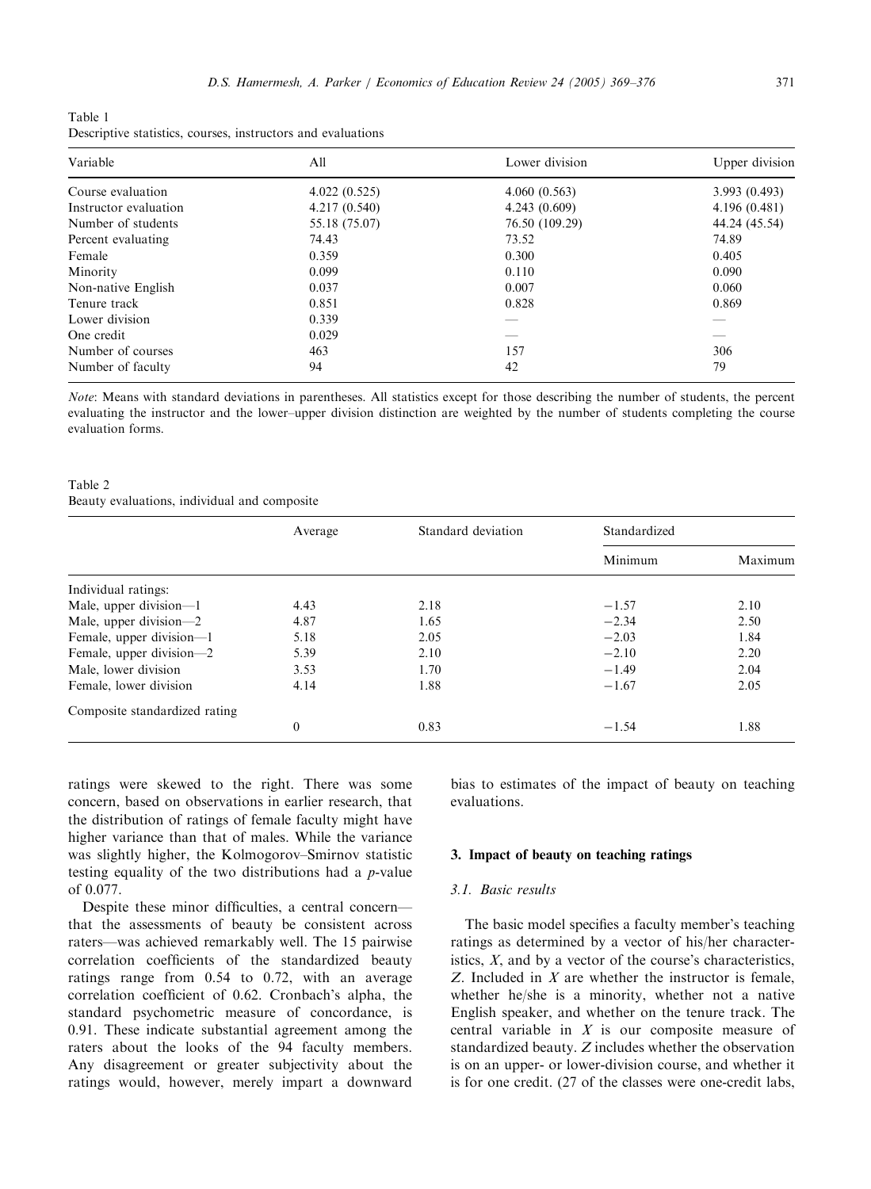Table 1
Descriptive statistics, courses, instructors and evaluations

| Variable | All | Lower division | Upper division |
|---|---|---|---|
| Course evaluation | 4.022 (0.525) | 4.060 (0.563) | 3.993 (0.493) |
| Instructor evaluation | 4.217 (0.540) | 4.243 (0.609) | 4.196 (0.481) |
| Number of students | 55.18 (75.07) | 76.50 (109.29) | 44.24 (45.54) |
| Percent evaluating | 74.43 | 73.52 | 74.89 |
| Female | 0.359 | 0.300 | 0.405 |
| Minority | 0.099 | 0.110 | 0.090 |
| Non-native English | 0.037 | 0.007 | 0.060 |
| Tenure track | 0.851 | 0.828 | 0.869 |
| Lower division | 0.339 | — | — |
| One credit | 0.029 | — | — |
| Number of courses | 463 | 157 | 306 |
| Number of faculty | 94 | 42 | 79 |

*Note*: Means with standard deviations in parentheses. All statistics except for those describing the number of students, the percent evaluating the instructor and the lower–upper division distinction are weighted by the number of students completing the course evaluation forms.

Table 2
Beauty evaluations, individual and composite

| | Average | Standard deviation | Standardized | |
|---|---|---|---|---|
| | | | Minimum | Maximum |
| Individual ratings: | | | | |
| Male, upper division—1 | 4.43 | 2.18 | −1.57 | 2.10 |
| Male, upper division—2 | 4.87 | 1.65 | −2.34 | 2.50 |
| Female, upper division—1 | 5.18 | 2.05 | −2.03 | 1.84 |
| Female, upper division—2 | 5.39 | 2.10 | −2.10 | 2.20 |
| Male, lower division | 3.53 | 1.70 | −1.49 | 2.04 |
| Female, lower division | 4.14 | 1.88 | −1.67 | 2.05 |
| Composite standardized rating | | | | |
| | 0 | 0.83 | −1.54 | 1.88 |

ratings were skewed to the right. There was some concern, based on observations in earlier research, that the distribution of ratings of female faculty might have higher variance than that of males. While the variance was slightly higher, the Kolmogorov–Smirnov statistic testing equality of the two distributions had a $p$-value of 0.077.

Despite these minor difficulties, a central concern—that the assessments of beauty be consistent across raters—was achieved remarkably well. The 15 pairwise correlation coefficients of the standardized beauty ratings range from 0.54 to 0.72, with an average correlation coefficient of 0.62. Cronbach's alpha, the standard psychometric measure of concordance, is 0.91. These indicate substantial agreement among the raters about the looks of the 94 faculty members. Any disagreement or greater subjectivity about the ratings would, however, merely impart a downward bias to estimates of the impact of beauty on teaching evaluations.

## 3. Impact of beauty on teaching ratings

### 3.1. Basic results

The basic model specifies a faculty member's teaching ratings as determined by a vector of his/her characteristics, $X$, and by a vector of the course's characteristics, $Z$. Included in $X$ are whether the instructor is female, whether he/she is a minority, whether not a native English speaker, and whether on the tenure track. The central variable in $X$ is our composite measure of standardized beauty. $Z$ includes whether the observation is on an upper- or lower-division course, and whether it is for one credit. (27 of the classes were one-credit labs,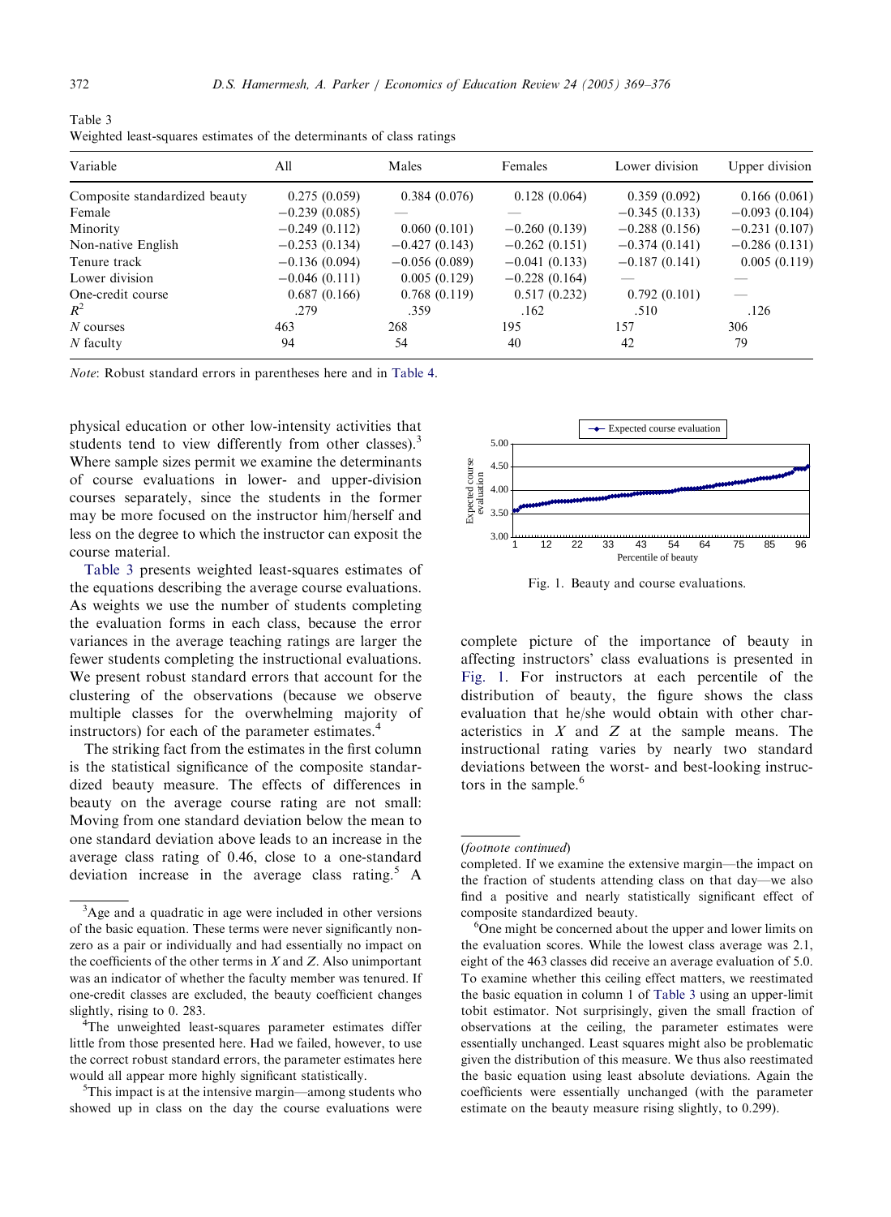Table 3
Weighted least-squares estimates of the determinants of class ratings

| Variable | All | Males | Females | Lower division | Upper division |
|---|---|---|---|---|---|
| Composite standardized beauty | 0.275 (0.059) | 0.384 (0.076) | 0.128 (0.064) | 0.359 (0.092) | 0.166 (0.061) |
| Female | −0.239 (0.085) | — | — | −0.345 (0.133) | −0.093 (0.104) |
| Minority | −0.249 (0.112) | 0.060 (0.101) | −0.260 (0.139) | −0.288 (0.156) | −0.231 (0.107) |
| Non-native English | −0.253 (0.134) | −0.427 (0.143) | −0.262 (0.151) | −0.374 (0.141) | −0.286 (0.131) |
| Tenure track | −0.136 (0.094) | −0.056 (0.089) | −0.041 (0.133) | −0.187 (0.141) | 0.005 (0.119) |
| Lower division | −0.046 (0.111) | 0.005 (0.129) | −0.228 (0.164) | — | — |
| One-credit course | 0.687 (0.166) | 0.768 (0.119) | 0.517 (0.232) | 0.792 (0.101) | — |
| $R^2$ | .279 | .359 | .162 | .510 | .126 |
| $N$ courses | 463 | 268 | 195 | 157 | 306 |
| $N$ faculty | 94 | 54 | 40 | 42 | 79 |

*Note*: Robust standard errors in parentheses here and in Table 4.

physical education or other low-intensity activities that students tend to view differently from other classes).[3] Where sample sizes permit we examine the determinants of course evaluations in lower- and upper-division courses separately, since the students in the former may be more focused on the instructor him/herself and less on the degree to which the instructor can exposit the course material.

Table 3 presents weighted least-squares estimates of the equations describing the average course evaluations. As weights we use the number of students completing the evaluation forms in each class, because the error variances in the average teaching ratings are larger the fewer students completing the instructional evaluations. We present robust standard errors that account for the clustering of the observations (because we observe multiple classes for the overwhelming majority of instructors) for each of the parameter estimates.[4]

The striking fact from the estimates in the first column is the statistical significance of the composite standardized beauty measure. The effects of differences in beauty on the average course rating are not small: Moving from one standard deviation below the mean to one standard deviation above leads to an increase in the average class rating of 0.46, close to a one-standard deviation increase in the average class rating.[5] A complete picture of the importance of beauty in affecting instructors' class evaluations is presented in Fig. 1. For instructors at each percentile of the distribution of beauty, the figure shows the class evaluation that he/she would obtain with other characteristics in $X$ and $Z$ at the sample means. The instructional rating varies by nearly two standard deviations between the worst- and best-looking instructors in the sample.[6]

Fig. 1. Beauty and course evaluations.

---

[3] Age and a quadratic in age were included in other versions of the basic equation. These terms were never significantly nonzero as a pair or individually and had essentially no impact on the coefficients of the other terms in $X$ and $Z$. Also unimportant was an indicator of whether the faculty member was tenured. If one-credit classes are excluded, the beauty coefficient changes slightly, rising to 0. 283.

[4] The unweighted least-squares parameter estimates differ little from those presented here. Had we failed, however, to use the correct robust standard errors, the parameter estimates here would all appear more highly significant statistically.

[5] This impact is at the intensive margin—among students who showed up in class on the day the course evaluations were completed. If we examine the extensive margin—the impact on the fraction of students attending class on that day—we also find a positive and nearly statistically significant effect of composite standardized beauty.

[6] One might be concerned about the upper and lower limits on the evaluation scores. While the lowest class average was 2.1, eight of the 463 classes did receive an average evaluation of 5.0. To examine whether this ceiling effect matters, we reestimated the basic equation in column 1 of Table 3 using an upper-limit tobit estimator. Not surprisingly, given the small fraction of observations at the ceiling, the parameter estimates were essentially unchanged. Least squares might also be problematic given the distribution of this measure. We thus also reestimated the basic equation using least absolute deviations. Again the coefficients were essentially unchanged (with the parameter estimate on the beauty measure rising slightly, to 0.299).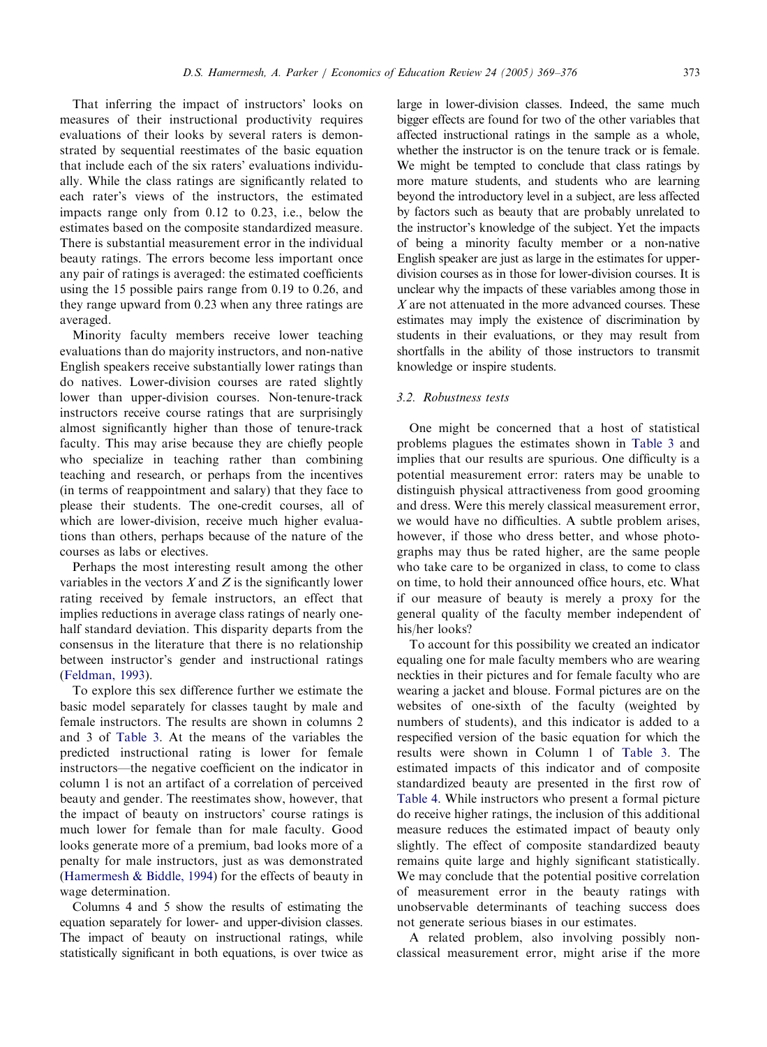That inferring the impact of instructors' looks on measures of their instructional productivity requires evaluations of their looks by several raters is demonstrated by sequential reestimates of the basic equation that include each of the six raters' evaluations individually. While the class ratings are significantly related to each rater's views of the instructors, the estimated impacts range only from 0.12 to 0.23, i.e., below the estimates based on the composite standardized measure. There is substantial measurement error in the individual beauty ratings. The errors become less important once any pair of ratings is averaged: the estimated coefficients using the 15 possible pairs range from 0.19 to 0.26, and they range upward from 0.23 when any three ratings are averaged.

Minority faculty members receive lower teaching evaluations than do majority instructors, and non-native English speakers receive substantially lower ratings than do natives. Lower-division courses are rated slightly lower than upper-division courses. Non-tenure-track instructors receive course ratings that are surprisingly almost significantly higher than those of tenure-track faculty. This may arise because they are chiefly people who specialize in teaching rather than combining teaching and research, or perhaps from the incentives (in terms of reappointment and salary) that they face to please their students. The one-credit courses, all of which are lower-division, receive much higher evaluations than others, perhaps because of the nature of the courses as labs or electives.

Perhaps the most interesting result among the other variables in the vectors $X$ and $Z$ is the significantly lower rating received by female instructors, an effect that implies reductions in average class ratings of nearly one-half standard deviation. This disparity departs from the consensus in the literature that there is no relationship between instructor's gender and instructional ratings (Feldman, 1993).

To explore this sex difference further we estimate the basic model separately for classes taught by male and female instructors. The results are shown in columns 2 and 3 of Table 3. At the means of the variables the predicted instructional rating is lower for female instructors—the negative coefficient on the indicator in column 1 is not an artifact of a correlation of perceived beauty and gender. The reestimates show, however, that the impact of beauty on instructors' course ratings is much lower for female than for male faculty. Good looks generate more of a premium, bad looks more of a penalty for male instructors, just as was demonstrated (Hamermesh & Biddle, 1994) for the effects of beauty in wage determination.

Columns 4 and 5 show the results of estimating the equation separately for lower- and upper-division classes. The impact of beauty on instructional ratings, while statistically significant in both equations, is over twice as large in lower-division classes. Indeed, the same much bigger effects are found for two of the other variables that affected instructional ratings in the sample as a whole, whether the instructor is on the tenure track or is female. We might be tempted to conclude that class ratings by more mature students, and students who are learning beyond the introductory level in a subject, are less affected by factors such as beauty that are probably unrelated to the instructor's knowledge of the subject. Yet the impacts of being a minority faculty member or a non-native English speaker are just as large in the estimates for upper-division courses as in those for lower-division courses. It is unclear why the impacts of these variables among those in $X$ are not attenuated in the more advanced courses. These estimates may imply the existence of discrimination by students in their evaluations, or they may result from shortfalls in the ability of those instructors to transmit knowledge or inspire students.

### 3.2. Robustness tests

One might be concerned that a host of statistical problems plagues the estimates shown in Table 3 and implies that our results are spurious. One difficulty is a potential measurement error: raters may be unable to distinguish physical attractiveness from good grooming and dress. Were this merely classical measurement error, we would have no difficulties. A subtle problem arises, however, if those who dress better, and whose photographs may thus be rated higher, are the same people who take care to be organized in class, to come to class on time, to hold their announced office hours, etc. What if our measure of beauty is merely a proxy for the general quality of the faculty member independent of his/her looks?

To account for this possibility we created an indicator equaling one for male faculty members who are wearing neckties in their pictures and for female faculty who are wearing a jacket and blouse. Formal pictures are on the websites of one-sixth of the faculty (weighted by numbers of students), and this indicator is added to a respecified version of the basic equation for which the results were shown in Column 1 of Table 3. The estimated impacts of this indicator and of composite standardized beauty are presented in the first row of Table 4. While instructors who present a formal picture do receive higher ratings, the inclusion of this additional measure reduces the estimated impact of beauty only slightly. The effect of composite standardized beauty remains quite large and highly significant statistically. We may conclude that the potential positive correlation of measurement error in the beauty ratings with unobservable determinants of teaching success does not generate serious biases in our estimates.

A related problem, also involving possibly non-classical measurement error, might arise if the more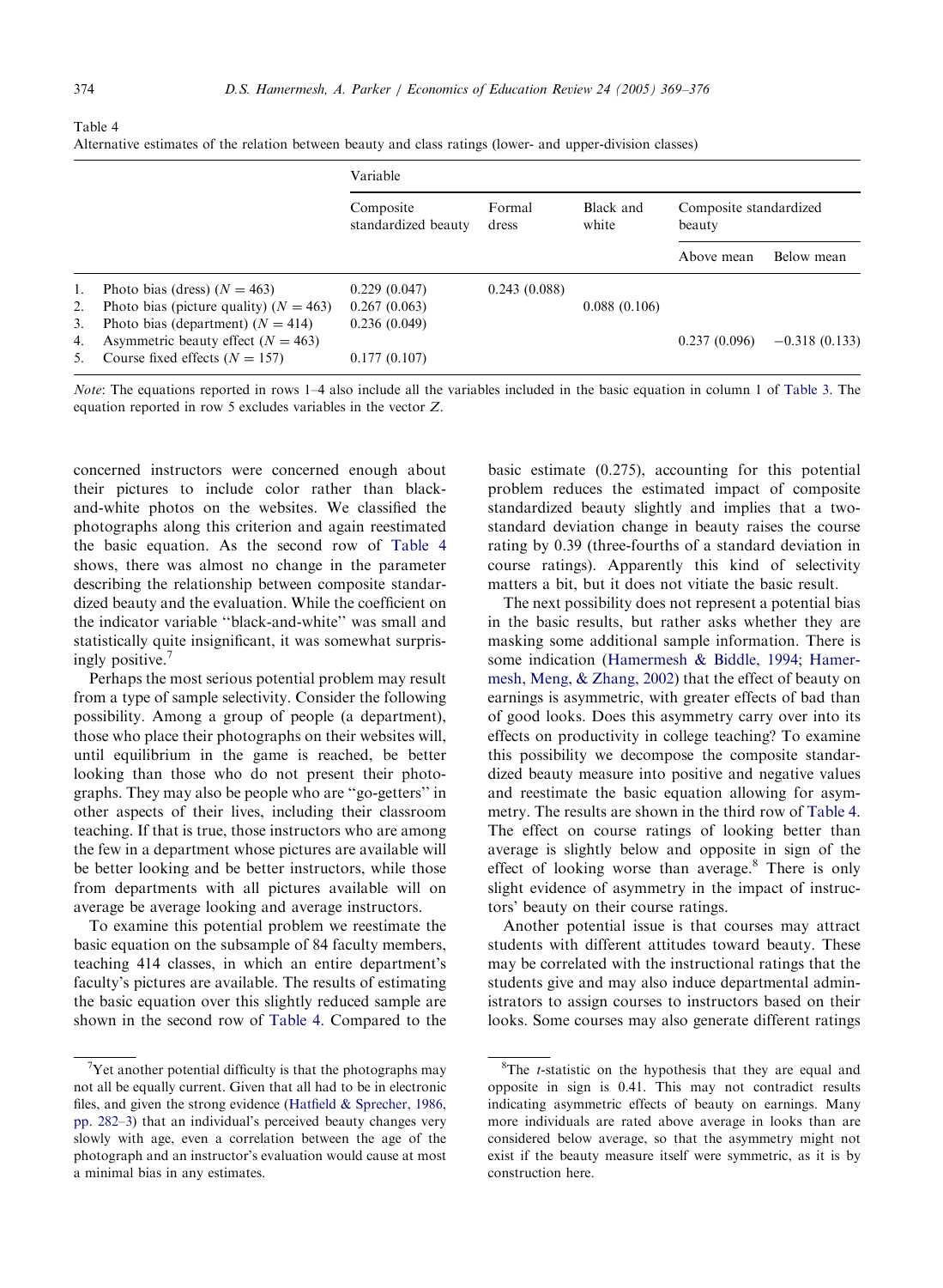Table 4
Alternative estimates of the relation between beauty and class ratings (lower- and upper-division classes)

| | Variable | | | | |
|---|---|---|---|---|---|
| | Composite standardized beauty | Formal dress | Black and white | Composite standardized beauty | |
| | | | | Above mean | Below mean |
| 1. Photo bias (dress) ($N = 463$) | 0.229 (0.047) | 0.243 (0.088) | | | |
| 2. Photo bias (picture quality) ($N = 463$) | 0.267 (0.063) | | 0.088 (0.106) | | |
| 3. Photo bias (department) ($N = 414$) | 0.236 (0.049) | | | | |
| 4. Asymmetric beauty effect ($N = 463$) | | | | 0.237 (0.096) | −0.318 (0.133) |
| 5. Course fixed effects ($N = 157$) | 0.177 (0.107) | | | | |

*Note*: The equations reported in rows 1–4 also include all the variables included in the basic equation in column 1 of Table 3. The equation reported in row 5 excludes variables in the vector *Z*.

concerned instructors were concerned enough about their pictures to include color rather than black-and-white photos on the websites. We classified the photographs along this criterion and again reestimated the basic equation. As the second row of Table 4 shows, there was almost no change in the parameter describing the relationship between composite standardized beauty and the evaluation. While the coefficient on the indicator variable "black-and-white" was small and statistically quite insignificant, it was somewhat surprisingly positive.[7]

Perhaps the most serious potential problem may result from a type of sample selectivity. Consider the following possibility. Among a group of people (a department), those who place their photographs on their websites will, until equilibrium in the game is reached, be better looking than those who do not present their photographs. They may also be people who are "go-getters" in other aspects of their lives, including their classroom teaching. If that is true, those instructors who are among the few in a department whose pictures are available will be better looking and be better instructors, while those from departments with all pictures available will on average be average looking and average instructors.

To examine this potential problem we reestimate the basic equation on the subsample of 84 faculty members, teaching 414 classes, in which an entire department's faculty's pictures are available. The results of estimating the basic equation over this slightly reduced sample are shown in the second row of Table 4. Compared to the basic estimate (0.275), accounting for this potential problem reduces the estimated impact of composite standardized beauty slightly and implies that a two-standard deviation change in beauty raises the course rating by 0.39 (three-fourths of a standard deviation in course ratings). Apparently this kind of selectivity matters a bit, but it does not vitiate the basic result.

The next possibility does not represent a potential bias in the basic results, but rather asks whether they are masking some additional sample information. There is some indication (Hamermesh & Biddle, 1994; Hamermesh, Meng, & Zhang, 2002) that the effect of beauty on earnings is asymmetric, with greater effects of bad than of good looks. Does this asymmetry carry over into its effects on productivity in college teaching? To examine this possibility we decompose the composite standardized beauty measure into positive and negative values and reestimate the basic equation allowing for asymmetry. The results are shown in the third row of Table 4. The effect on course ratings of looking better than average is slightly below and opposite in sign of the effect of looking worse than average.[8] There is only slight evidence of asymmetry in the impact of instructors' beauty on their course ratings.

Another potential issue is that courses may attract students with different attitudes toward beauty. These may be correlated with the instructional ratings that the students give and may also induce departmental administrators to assign courses to instructors based on their looks. Some courses may also generate different ratings

---

[7] Yet another potential difficulty is that the photographs may not all be equally current. Given that all had to be in electronic files, and given the strong evidence (Hatfield & Sprecher, 1986, pp. 282–3) that an individual's perceived beauty changes very slowly with age, even a correlation between the age of the photograph and an instructor's evaluation would cause at most a minimal bias in any estimates.

[8] The *t*-statistic on the hypothesis that they are equal and opposite in sign is 0.41. This may not contradict results indicating asymmetric effects of beauty on earnings. Many more individuals are rated above average in looks than are considered below average, so that the asymmetry might not exist if the beauty measure itself were symmetric, as it is by construction here.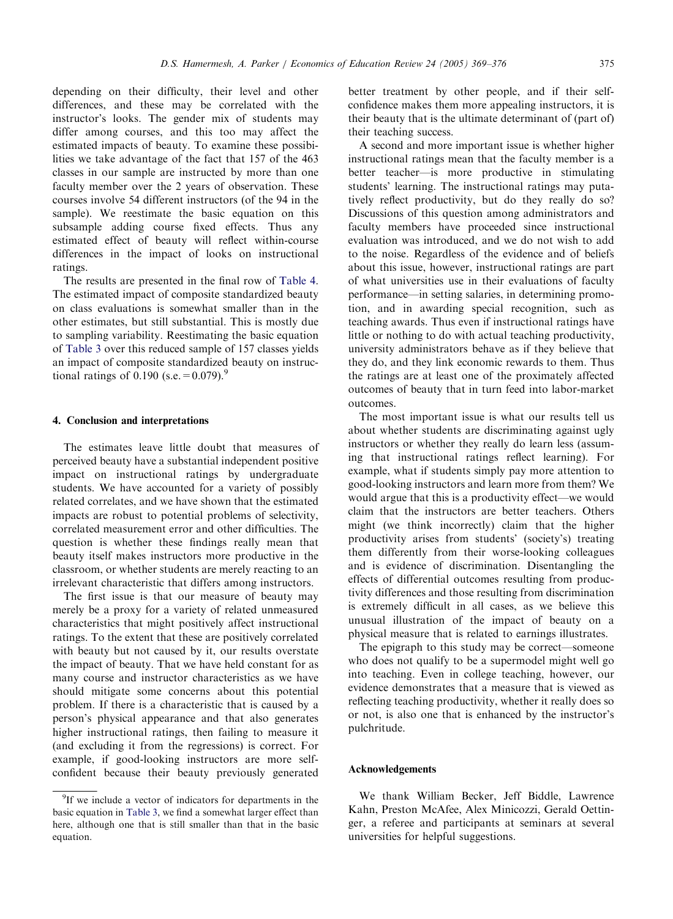depending on their difficulty, their level and other differences, and these may be correlated with the instructor's looks. The gender mix of students may differ among courses, and this too may affect the estimated impacts of beauty. To examine these possibilities we take advantage of the fact that 157 of the 463 classes in our sample are instructed by more than one faculty member over the 2 years of observation. These courses involve 54 different instructors (of the 94 in the sample). We reestimate the basic equation on this subsample adding course fixed effects. Thus any estimated effect of beauty will reflect within-course differences in the impact of looks on instructional ratings.

The results are presented in the final row of Table 4. The estimated impact of composite standardized beauty on class evaluations is somewhat smaller than in the other estimates, but still substantial. This is mostly due to sampling variability. Reestimating the basic equation of Table 3 over this reduced sample of 157 classes yields an impact of composite standardized beauty on instructional ratings of 0.190 (s.e. = 0.079).[9]

## 4. Conclusion and interpretations

The estimates leave little doubt that measures of perceived beauty have a substantial independent positive impact on instructional ratings by undergraduate students. We have accounted for a variety of possibly related correlates, and we have shown that the estimated impacts are robust to potential problems of selectivity, correlated measurement error and other difficulties. The question is whether these findings really mean that beauty itself makes instructors more productive in the classroom, or whether students are merely reacting to an irrelevant characteristic that differs among instructors.

The first issue is that our measure of beauty may merely be a proxy for a variety of related unmeasured characteristics that might positively affect instructional ratings. To the extent that these are positively correlated with beauty but not caused by it, our results overstate the impact of beauty. That we have held constant for as many course and instructor characteristics as we have should mitigate some concerns about this potential problem. If there is a characteristic that is caused by a person's physical appearance and that also generates higher instructional ratings, then failing to measure it (and excluding it from the regressions) is correct. For example, if good-looking instructors are more self-confident because their beauty previously generated better treatment by other people, and if their self-confidence makes them more appealing instructors, it is their beauty that is the ultimate determinant of (part of) their teaching success.

A second and more important issue is whether higher instructional ratings mean that the faculty member is a better teacher—is more productive in stimulating students' learning. The instructional ratings may putatively reflect productivity, but do they really do so? Discussions of this question among administrators and faculty members have proceeded since instructional evaluation was introduced, and we do not wish to add to the noise. Regardless of the evidence and of beliefs about this issue, however, instructional ratings are part of what universities use in their evaluations of faculty performance—in setting salaries, in determining promotion, and in awarding special recognition, such as teaching awards. Thus even if instructional ratings have little or nothing to do with actual teaching productivity, university administrators behave as if they believe that they do, and they link economic rewards to them. Thus the ratings are at least one of the proximately affected outcomes of beauty that in turn feed into labor-market outcomes.

The most important issue is what our results tell us about whether students are discriminating against ugly instructors or whether they really do learn less (assuming that instructional ratings reflect learning). For example, what if students simply pay more attention to good-looking instructors and learn more from them? We would argue that this is a productivity effect—we would claim that the instructors are better teachers. Others might (we think incorrectly) claim that the higher productivity arises from students' (society's) treating them differently from their worse-looking colleagues and is evidence of discrimination. Disentangling the effects of differential outcomes resulting from productivity differences and those resulting from discrimination is extremely difficult in all cases, as we believe this unusual illustration of the impact of beauty on a physical measure that is related to earnings illustrates.

The epigraph to this study may be correct—someone who does not qualify to be a supermodel might well go into teaching. Even in college teaching, however, our evidence demonstrates that a measure that is viewed as reflecting teaching productivity, whether it really does so or not, is also one that is enhanced by the instructor's pulchritude.

## Acknowledgements

We thank William Becker, Jeff Biddle, Lawrence Kahn, Preston McAfee, Alex Minicozzi, Gerald Oettinger, a referee and participants at seminars at several universities for helpful suggestions.

---

[9] If we include a vector of indicators for departments in the basic equation in Table 3, we find a somewhat larger effect than here, although one that is still smaller than that in the basic equation.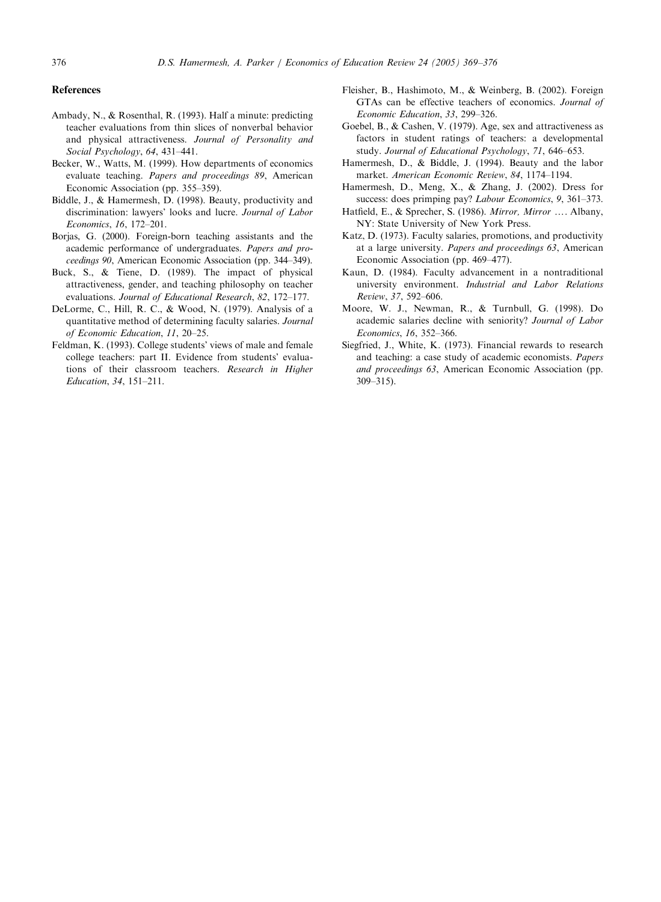## References

Ambady, N., & Rosenthal, R. (1993). Half a minute: predicting teacher evaluations from thin slices of nonverbal behavior and physical attractiveness. *Journal of Personality and Social Psychology*, *64*, 431–441.

Becker, W., Watts, M. (1999). How departments of economics evaluate teaching. *Papers and proceedings 89*, American Economic Association (pp. 355–359).

Biddle, J., & Hamermesh, D. (1998). Beauty, productivity and discrimination: lawyers' looks and lucre. *Journal of Labor Economics*, *16*, 172–201.

Borjas, G. (2000). Foreign-born teaching assistants and the academic performance of undergraduates. *Papers and proceedings 90*, American Economic Association (pp. 344–349).

Buck, S., & Tiene, D. (1989). The impact of physical attractiveness, gender, and teaching philosophy on teacher evaluations. *Journal of Educational Research*, *82*, 172–177.

DeLorme, C., Hill, R. C., & Wood, N. (1979). Analysis of a quantitative method of determining faculty salaries. *Journal of Economic Education*, *11*, 20–25.

Feldman, K. (1993). College students' views of male and female college teachers: part II. Evidence from students' evaluations of their classroom teachers. *Research in Higher Education*, *34*, 151–211.

Fleisher, B., Hashimoto, M., & Weinberg, B. (2002). Foreign GTAs can be effective teachers of economics. *Journal of Economic Education*, *33*, 299–326.

Goebel, B., & Cashen, V. (1979). Age, sex and attractiveness as factors in student ratings of teachers: a developmental study. *Journal of Educational Psychology*, *71*, 646–653.

Hamermesh, D., & Biddle, J. (1994). Beauty and the labor market. *American Economic Review*, *84*, 1174–1194.

Hamermesh, D., Meng, X., & Zhang, J. (2002). Dress for success: does primping pay? *Labour Economics*, *9*, 361–373.

Hatfield, E., & Sprecher, S. (1986). *Mirror, Mirror …*. Albany, NY: State University of New York Press.

Katz, D. (1973). Faculty salaries, promotions, and productivity at a large university. *Papers and proceedings 63*, American Economic Association (pp. 469–477).

Kaun, D. (1984). Faculty advancement in a nontraditional university environment. *Industrial and Labor Relations Review*, *37*, 592–606.

Moore, W. J., Newman, R., & Turnbull, G. (1998). Do academic salaries decline with seniority? *Journal of Labor Economics*, *16*, 352–366.

Siegfried, J., White, K. (1973). Financial rewards to research and teaching: a case study of academic economists. *Papers and proceedings 63*, American Economic Association (pp. 309–315).